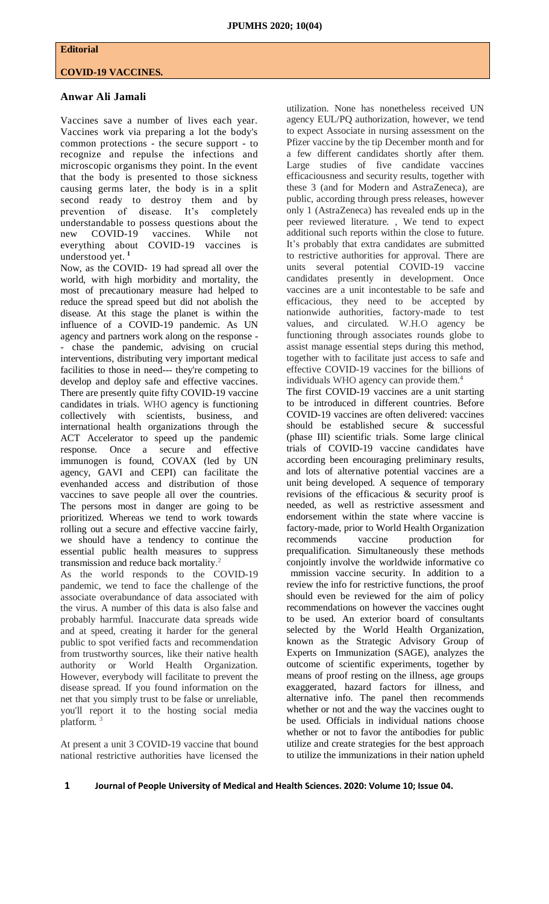**Editorial**

# COVID-19 VACCINES.

**Anwar Ali Jamali**

Vaccines save a number of lives each year. Vaccines work via preparing a lot the body's common protections - the secure support - to recognize and repulse the infections and microscopic organisms they point. In the event that the body is presented to those sickness causing germs later, the body is in a split second ready to destroy them and by prevention of disease. It's completely understandable to possess questions about the new COVID-19 vaccines. While not everything about COVID-19 vaccines is understood yet.[1]

Now, as the COVID- 19 had spread all over the world, with high morbidity and mortality, the most of precautionary measure had helped to reduce the spread speed but did not abolish the disease. At this stage the planet is within the influence of a COVID-19 pandemic. As UN agency and partners work along on the response -- chase the pandemic, advising on crucial interventions, distributing very important medical facilities to those in need--- they're competing to develop and deploy safe and effective vaccines. There are presently quite fifty COVID-19 vaccine candidates in trials. WHO agency is functioning collectively with scientists, business, and international health organizations through the ACT Accelerator to speed up the pandemic response. Once a secure and effective immunogen is found, COVAX (led by UN agency, GAVI and CEPI) can facilitate the evenhanded access and distribution of those vaccines to save people all over the countries. The persons most in danger are going to be prioritized. Whereas we tend to work towards rolling out a secure and effective vaccine fairly, we should have a tendency to continue the essential public health measures to suppress transmission and reduce back mortality.[2]

As the world responds to the COVID-19 pandemic, we tend to face the challenge of the associate overabundance of data associated with the virus. A number of this data is also false and probably harmful. Inaccurate data spreads wide and at speed, creating it harder for the general public to spot verified facts and recommendation from trustworthy sources, like their native health authority or World Health Organization. However, everybody will facilitate to prevent the disease spread. If you found information on the net that you simply trust to be false or unreliable, you'll report it to the hosting social media platform.[3]

At present a unit 3 COVID-19 vaccine that bound national restrictive authorities have licensed the utilization. None has nonetheless received UN agency EUL/PQ authorization, however, we tend to expect Associate in nursing assessment on the Pfizer vaccine by the tip December month and for a few different candidates shortly after them. Large studies of five candidate vaccines efficaciousness and security results, together with these 3 (and for Modern and AstraZeneca), are public, according through press releases, however only 1 (AstraZeneca) has revealed ends up in the peer reviewed literature. , We tend to expect additional such reports within the close to future. It's probably that extra candidates are submitted to restrictive authorities for approval. There are units several potential COVID-19 vaccine candidates presently in development. Once vaccines are a unit incontestable to be safe and efficacious, they need to be accepted by nationwide authorities, factory-made to test values, and circulated. W.H.O agency be functioning through associates rounds globe to assist manage essential steps during this method, together with to facilitate just access to safe and effective COVID-19 vaccines for the billions of individuals WHO agency can provide them.[4]

The first COVID-19 vaccines are a unit starting to be introduced in different countries. Before COVID-19 vaccines are often delivered: vaccines should be established secure & successful (phase III) scientific trials. Some large clinical trials of COVID-19 vaccine candidates have according been encouraging preliminary results, and lots of alternative potential vaccines are a unit being developed. A sequence of temporary revisions of the efficacious & security proof is needed, as well as restrictive assessment and endorsement within the state where vaccine is factory-made, prior to World Health Organization recommends vaccine production for prequalification. Simultaneously these methods conjointly involve the worldwide informative co mmission vaccine security. In addition to a review the info for restrictive functions, the proof should even be reviewed for the aim of policy recommendations on however the vaccines ought to be used. An exterior board of consultants selected by the World Health Organization, known as the Strategic Advisory Group of Experts on Immunization (SAGE), analyzes the outcome of scientific experiments, together by means of proof resting on the illness, age groups exaggerated, hazard factors for illness, and alternative info. The panel then recommends whether or not and the way the vaccines ought to be used. Officials in individual nations choose whether or not to favor the antibodies for public utilize and create strategies for the best approach to utilize the immunizations in their nation upheld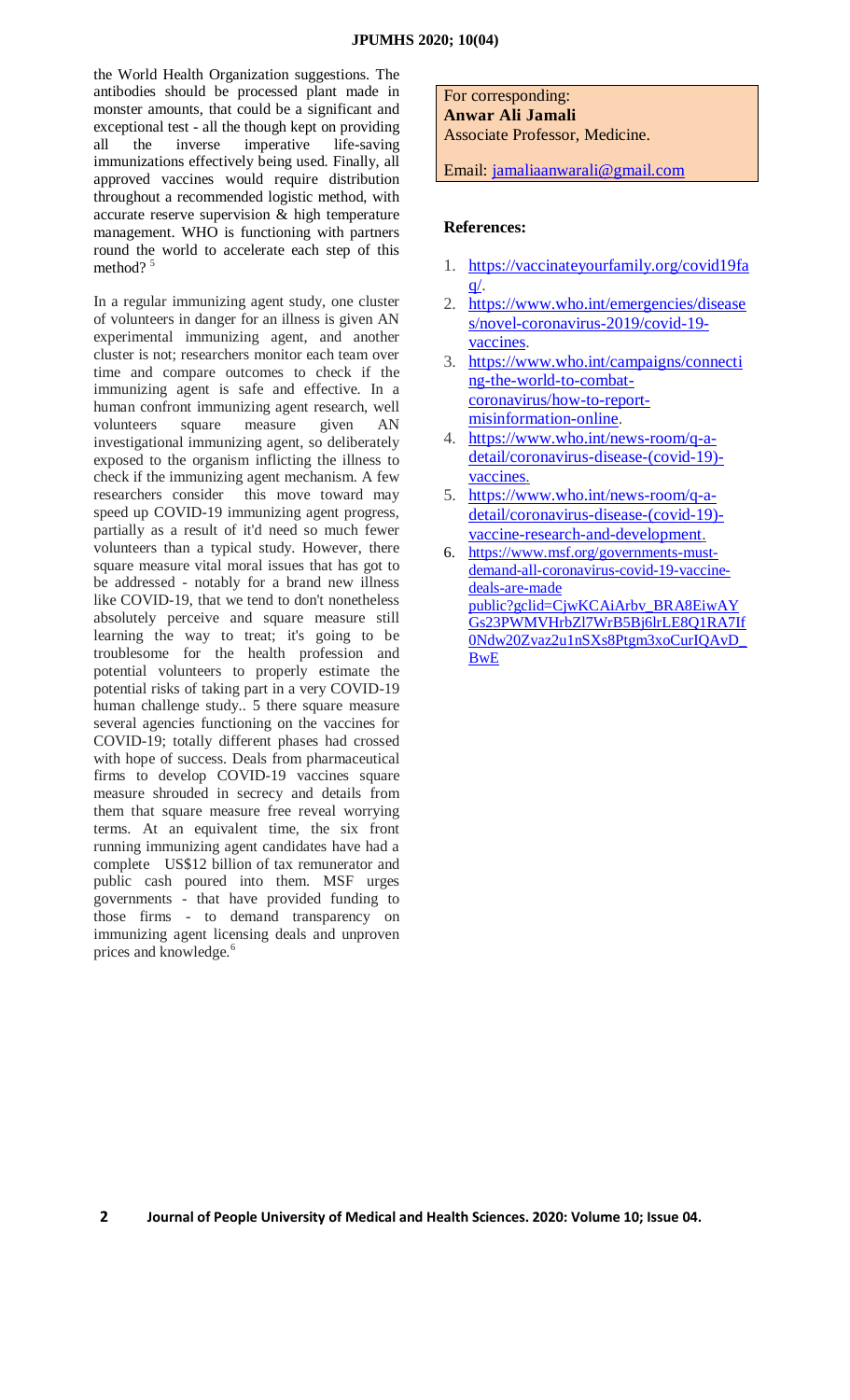the World Health Organization suggestions. The antibodies should be processed plant made in monster amounts, that could be a significant and exceptional test - all the though kept on providing all the inverse imperative life-saving immunizations effectively being used. Finally, all approved vaccines would require distribution throughout a recommended logistic method, with accurate reserve supervision & high temperature management. WHO is functioning with partners round the world to accelerate each step of this method? [5]

In a regular immunizing agent study, one cluster of volunteers in danger for an illness is given AN experimental immunizing agent, and another cluster is not; researchers monitor each team over time and compare outcomes to check if the immunizing agent is safe and effective. In a human confront immunizing agent research, well volunteers square measure given AN investigational immunizing agent, so deliberately exposed to the organism inflicting the illness to check if the immunizing agent mechanism. A few researchers consider this move toward may speed up COVID-19 immunizing agent progress, partially as a result of it'd need so much fewer volunteers than a typical study. However, there square measure vital moral issues that has got to be addressed - notably for a brand new illness like COVID-19, that we tend to don't nonetheless absolutely perceive and square measure still learning the way to treat; it's going to be troublesome for the health profession and potential volunteers to properly estimate the potential risks of taking part in a very COVID-19 human challenge study.. 5 there square measure several agencies functioning on the vaccines for COVID-19; totally different phases had crossed with hope of success. Deals from pharmaceutical firms to develop COVID-19 vaccines square measure shrouded in secrecy and details from them that square measure free reveal worrying terms. At an equivalent time, the six front running immunizing agent candidates have had a complete US$12 billion of tax remunerator and public cash poured into them. MSF urges governments - that have provided funding to those firms - to demand transparency on immunizing agent licensing deals and unproven prices and knowledge.[6]

For corresponding:
**Anwar Ali Jamali**
Associate Professor, Medicine.

Email: jamaliaanwarali@gmail.com

**References:**

1. https://vaccinateyourfamily.org/covid19faq/.
2. https://www.who.int/emergencies/diseases/novel-coronavirus-2019/covid-19-vaccines.
3. https://www.who.int/campaigns/connecting-the-world-to-combat-coronavirus/how-to-report-misinformation-online.
4. https://www.who.int/news-room/q-a-detail/coronavirus-disease-(covid-19)-vaccines.
5. https://www.who.int/news-room/q-a-detail/coronavirus-disease-(covid-19)-vaccine-research-and-development.
6. https://www.msf.org/governments-must-demand-all-coronavirus-covid-19-vaccine-deals-are-made public?gclid=CjwKCAiArbv_BRA8EiwAYGs23PWMVHrbZl7WrB5Bj6lrLE8Q1RA7If0Ndw20Zvaz2u1nSXs8Ptgm3xoCurIQAvD_BwE